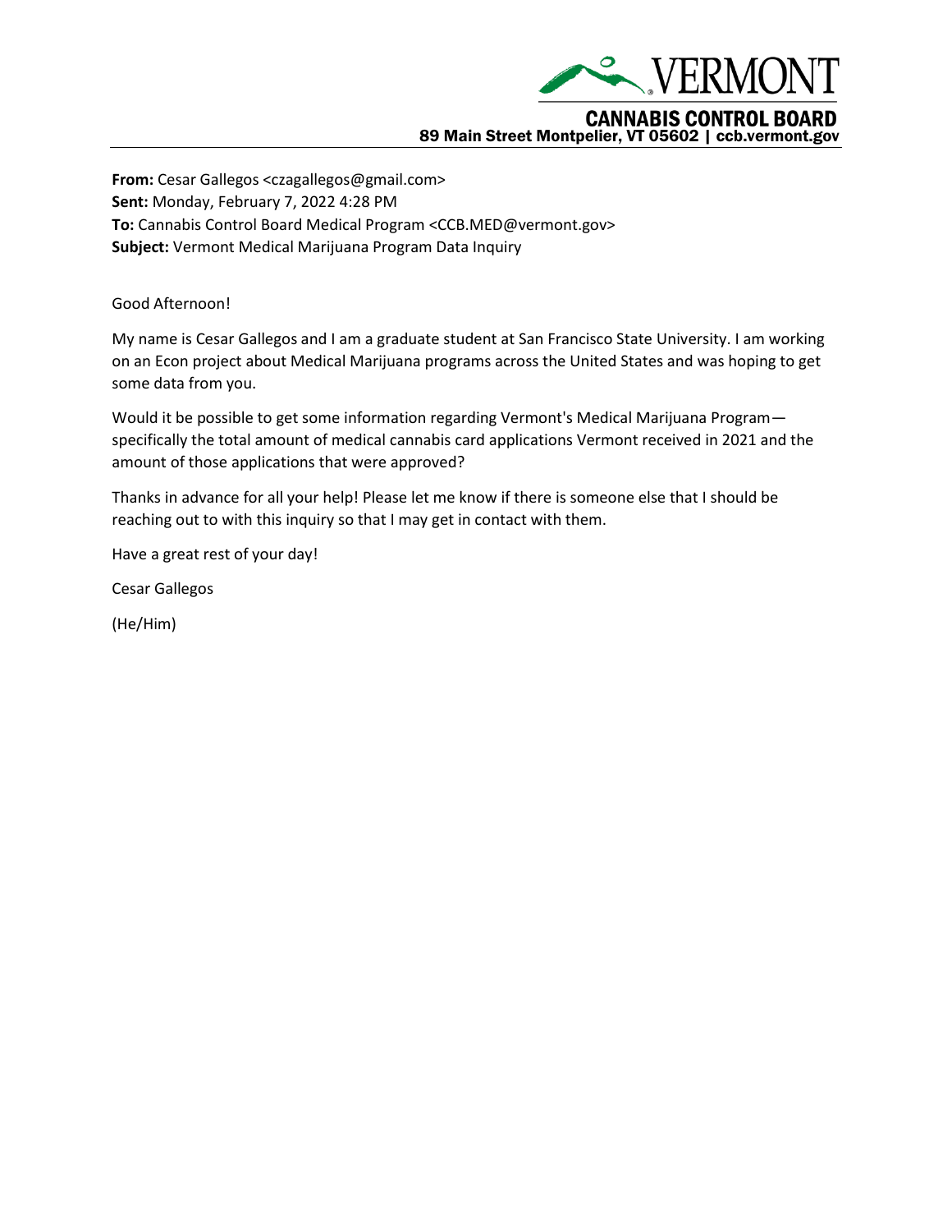VERMONT

CANNABIS CONTROL BOARD
89 Main Street Montpelier, VT 05602 | ccb.vermont.gov

**From:** Cesar Gallegos <czagallegos@gmail.com>
**Sent:** Monday, February 7, 2022 4:28 PM
**To:** Cannabis Control Board Medical Program <CCB.MED@vermont.gov>
**Subject:** Vermont Medical Marijuana Program Data Inquiry

Good Afternoon!

My name is Cesar Gallegos and I am a graduate student at San Francisco State University. I am working on an Econ project about Medical Marijuana programs across the United States and was hoping to get some data from you.

Would it be possible to get some information regarding Vermont's Medical Marijuana Program—specifically the total amount of medical cannabis card applications Vermont received in 2021 and the amount of those applications that were approved?

Thanks in advance for all your help! Please let me know if there is someone else that I should be reaching out to with this inquiry so that I may get in contact with them.

Have a great rest of your day!

Cesar Gallegos

(He/Him)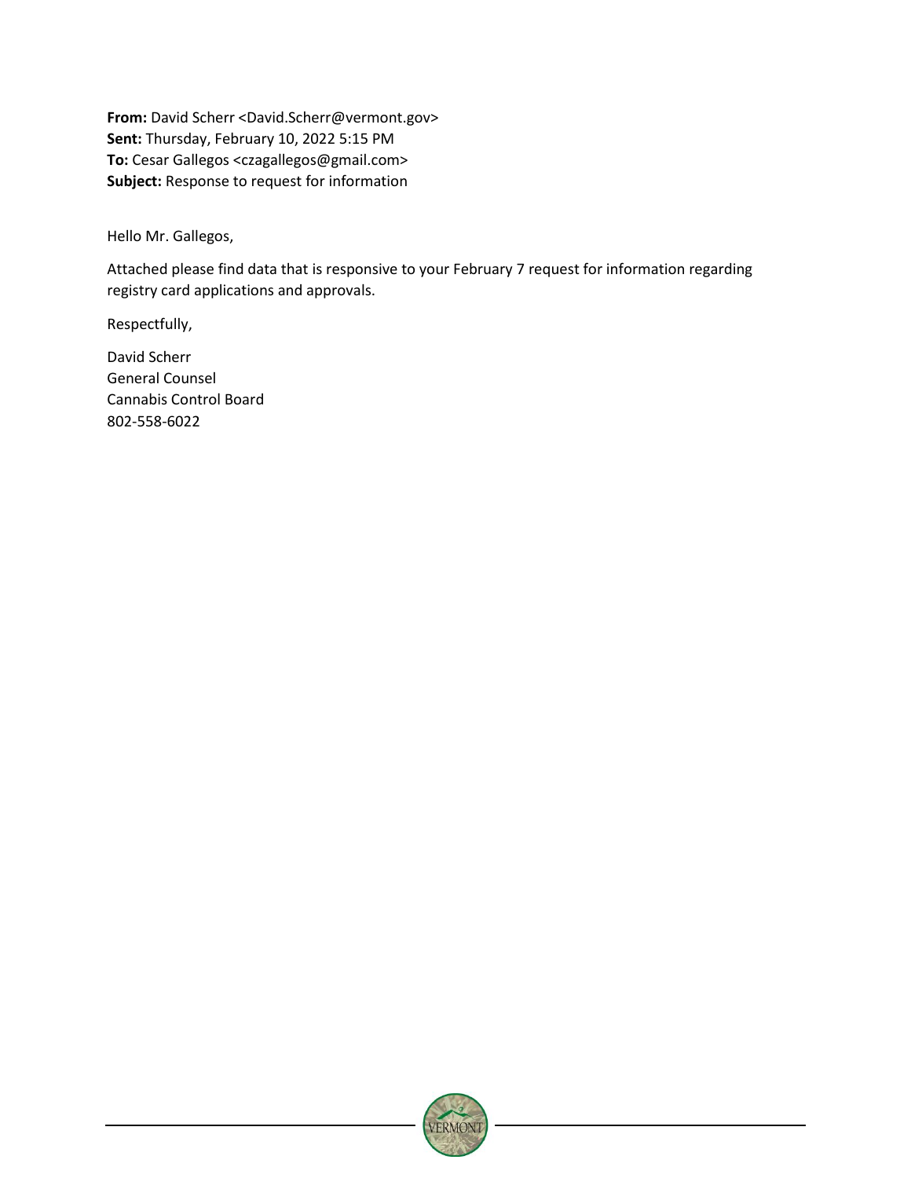**From:** David Scherr <David.Scherr@vermont.gov>
**Sent:** Thursday, February 10, 2022 5:15 PM
**To:** Cesar Gallegos <czagallegos@gmail.com>
**Subject:** Response to request for information

Hello Mr. Gallegos,

Attached please find data that is responsive to your February 7 request for information regarding registry card applications and approvals.

Respectfully,

David Scherr
General Counsel
Cannabis Control Board
802-558-6022